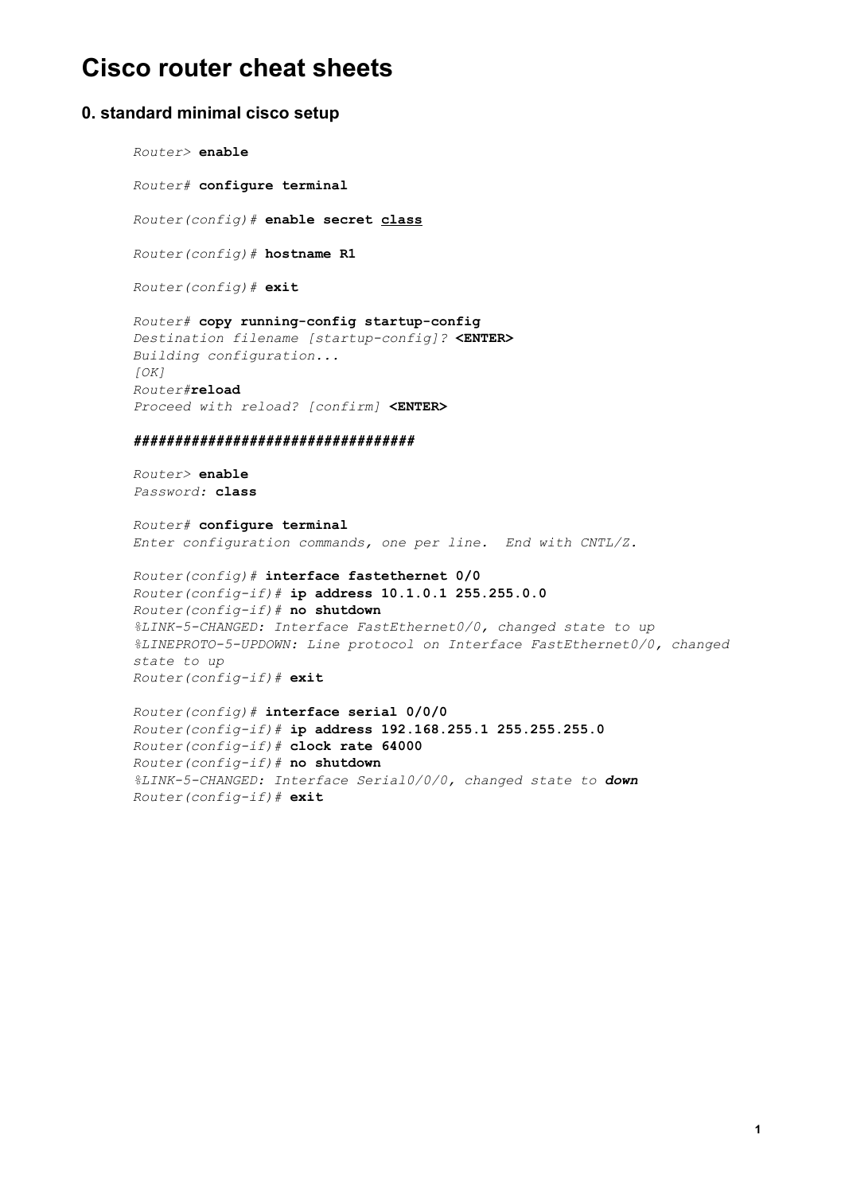# Cisco router cheat sheets

## 0. standard minimal cisco setup

```
Router> enable

Router# configure terminal

Router(config)# enable secret class

Router(config)# hostname R1

Router(config)# exit

Router# copy running-config startup-config
Destination filename [startup-config]? <ENTER>
Building configuration...
[OK]
Router#reload
Proceed with reload? [confirm] <ENTER>

#################################

Router> enable
Password: class

Router# configure terminal
Enter configuration commands, one per line.  End with CNTL/Z.

Router(config)# interface fastethernet 0/0
Router(config-if)# ip address 10.1.0.1 255.255.0.0
Router(config-if)# no shutdown
%LINK-5-CHANGED: Interface FastEthernet0/0, changed state to up
%LINEPROTO-5-UPDOWN: Line protocol on Interface FastEthernet0/0, changed
state to up
Router(config-if)# exit

Router(config)# interface serial 0/0/0
Router(config-if)# ip address 192.168.255.1 255.255.255.0
Router(config-if)# clock rate 64000
Router(config-if)# no shutdown
%LINK-5-CHANGED: Interface Serial0/0/0, changed state to down
Router(config-if)# exit
```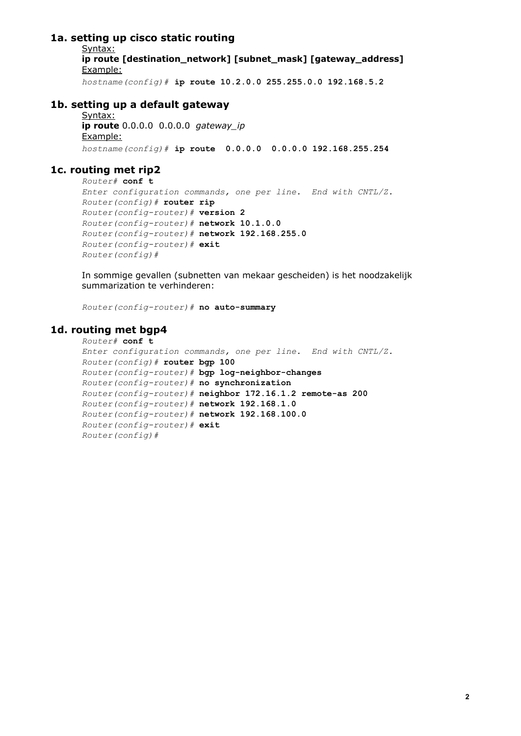## 1a. setting up cisco static routing

Syntax:

**ip route [destination_network] [subnet_mask] [gateway_address]**

Example:

```
hostname(config)# ip route 10.2.0.0 255.255.0.0 192.168.5.2
```

## 1b. setting up a default gateway

Syntax:

**ip route** 0.0.0.0  0.0.0.0  *gateway_ip*

Example:

```
hostname(config)# ip route  0.0.0.0  0.0.0.0 192.168.255.254
```

## 1c. routing met rip2

```
Router# conf t
Enter configuration commands, one per line.  End with CNTL/Z.
Router(config)# router rip
Router(config-router)# version 2
Router(config-router)# network 10.1.0.0
Router(config-router)# network 192.168.255.0
Router(config-router)# exit
Router(config)#
```

In sommige gevallen (subnetten van mekaar gescheiden) is het noodzakelijk summarization te verhinderen:

```
Router(config-router)# no auto-summary
```

## 1d. routing met bgp4

```
Router# conf t
Enter configuration commands, one per line.  End with CNTL/Z.
Router(config)# router bgp 100
Router(config-router)# bgp log-neighbor-changes
Router(config-router)# no synchronization
Router(config-router)# neighbor 172.16.1.2 remote-as 200
Router(config-router)# network 192.168.1.0
Router(config-router)# network 192.168.100.0
Router(config-router)# exit
Router(config)#
```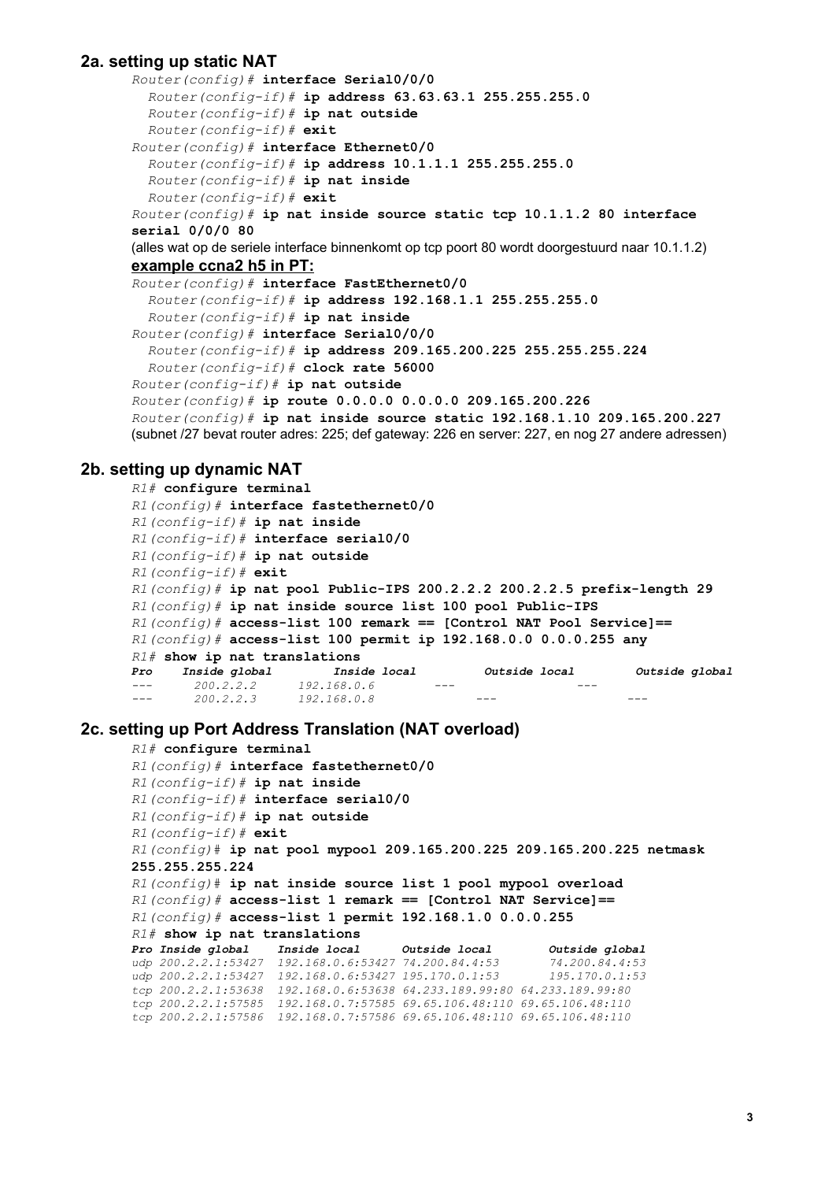## 2a. setting up static NAT

```
Router(config)# interface Serial0/0/0
  Router(config-if)# ip address 63.63.63.1 255.255.255.0
  Router(config-if)# ip nat outside
  Router(config-if)# exit
Router(config)# interface Ethernet0/0
  Router(config-if)# ip address 10.1.1.1 255.255.255.0
  Router(config-if)# ip nat inside
  Router(config-if)# exit
Router(config)# ip nat inside source static tcp 10.1.1.2 80 interface serial 0/0/0 80
```

(alles wat op de seriele interface binnenkomt op tcp poort 80 wordt doorgestuurd naar 10.1.1.2)

**example ccna2 h5 in PT:**

```
Router(config)# interface FastEthernet0/0
  Router(config-if)# ip address 192.168.1.1 255.255.255.0
  Router(config-if)# ip nat inside
Router(config)# interface Serial0/0/0
  Router(config-if)# ip address 209.165.200.225 255.255.255.224
  Router(config-if)# clock rate 56000
Router(config-if)# ip nat outside
Router(config)# ip route 0.0.0.0 0.0.0.0 209.165.200.226
Router(config)# ip nat inside source static 192.168.1.10 209.165.200.227
```

(subnet /27 bevat router adres: 225; def gateway: 226 en server: 227, en nog 27 andere adressen)

## 2b. setting up dynamic NAT

```
R1# configure terminal
R1(config)# interface fastethernet0/0
R1(config-if)# ip nat inside
R1(config-if)# interface serial0/0
R1(config-if)# ip nat outside
R1(config-if)# exit
R1(config)# ip nat pool Public-IPS 200.2.2.2 200.2.2.5 prefix-length 29
R1(config)# ip nat inside source list 100 pool Public-IPS
R1(config)# access-list 100 remark == [Control NAT Pool Service]==
R1(config)# access-list 100 permit ip 192.168.0.0 0.0.0.255 any
R1# show ip nat translations
Pro    Inside global      Inside local       Outside local      Outside global
---    200.2.2.2          192.168.0.6        ---                ---
---    200.2.2.3          192.168.0.8        ---                ---
```

## 2c. setting up Port Address Translation (NAT overload)

```
R1# configure terminal
R1(config)# interface fastethernet0/0
R1(config-if)# ip nat inside
R1(config-if)# interface serial0/0
R1(config-if)# ip nat outside
R1(config-if)# exit
R1(config)# ip nat pool mypool 209.165.200.225 209.165.200.225 netmask 255.255.255.224
R1(config)# ip nat inside source list 1 pool mypool overload
R1(config)# access-list 1 remark == [Control NAT Service]==
R1(config)# access-list 1 permit 192.168.1.0 0.0.0.255
R1# show ip nat translations
Pro Inside global    Inside local       Outside local      Outside global
udp 200.2.2.1:53427  192.168.0.6:53427 74.200.84.4:53      74.200.84.4:53
udp 200.2.2.1:53427  192.168.0.6:53427 195.170.0.1:53      195.170.0.1:53
tcp 200.2.2.1:53638  192.168.0.6:53638 64.233.189.99:80 64.233.189.99:80
tcp 200.2.2.1:57585  192.168.0.7:57585 69.65.106.48:110 69.65.106.48:110
tcp 200.2.2.1:57586  192.168.0.7:57586 69.65.106.48:110 69.65.106.48:110
```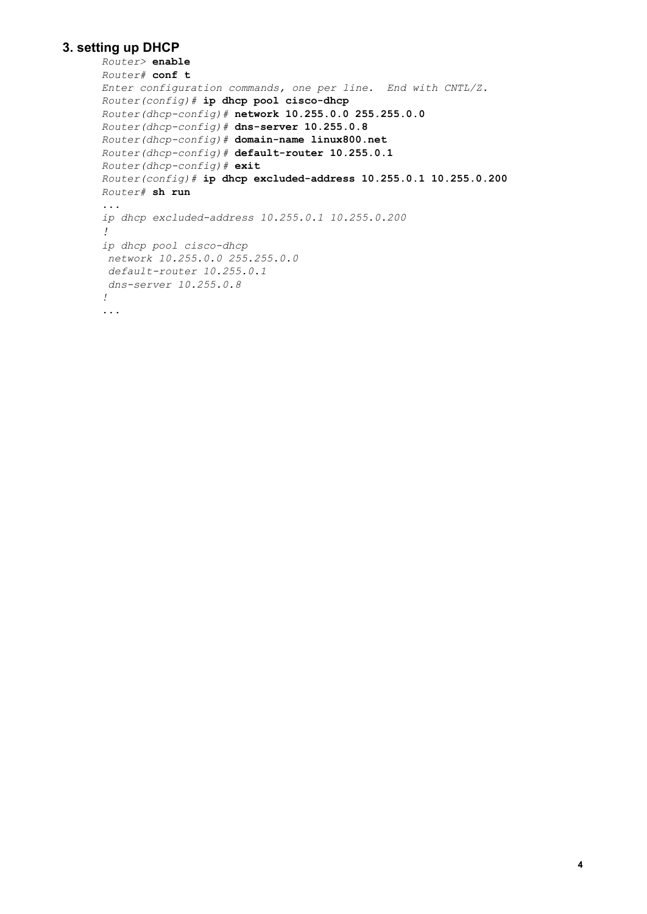## 3. setting up DHCP

```
Router> enable
Router# conf t
Enter configuration commands, one per line.  End with CNTL/Z.
Router(config)# ip dhcp pool cisco-dhcp
Router(dhcp-config)# network 10.255.0.0 255.255.0.0
Router(dhcp-config)# dns-server 10.255.0.8
Router(dhcp-config)# domain-name linux800.net
Router(dhcp-config)# default-router 10.255.0.1
Router(dhcp-config)# exit
Router(config)# ip dhcp excluded-address 10.255.0.1 10.255.0.200
Router# sh run
...
ip dhcp excluded-address 10.255.0.1 10.255.0.200
!
ip dhcp pool cisco-dhcp
 network 10.255.0.0 255.255.0.0
 default-router 10.255.0.1
 dns-server 10.255.0.8
!
...
```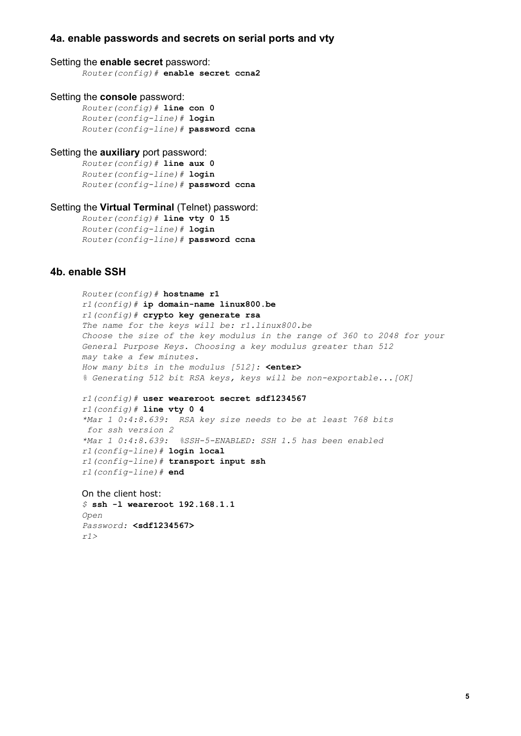### 4a. enable passwords and secrets on serial ports and vty

Setting the **enable secret** password:

```
Router(config)# enable secret ccna2
```

Setting the **console** password:

```
Router(config)# line con 0
Router(config-line)# login
Router(config-line)# password ccna
```

Setting the **auxiliary** port password:

```
Router(config)# line aux 0
Router(config-line)# login
Router(config-line)# password ccna
```

Setting the **Virtual Terminal** (Telnet) password:

```
Router(config)# line vty 0 15
Router(config-line)# login
Router(config-line)# password ccna
```

### 4b. enable SSH

```
Router(config)# hostname r1
r1(config)# ip domain-name linux800.be
r1(config)# crypto key generate rsa
The name for the keys will be: r1.linux800.be
Choose the size of the key modulus in the range of 360 to 2048 for your
General Purpose Keys. Choosing a key modulus greater than 512
may take a few minutes.
How many bits in the modulus [512]: <enter>
% Generating 512 bit RSA keys, keys will be non-exportable...[OK]

r1(config)# user weareroot secret sdf1234567
r1(config)# line vty 0 4
*Mar 1 0:4:8.639:  RSA key size needs to be at least 768 bits
 for ssh version 2
*Mar 1 0:4:8.639:  %SSH-5-ENABLED: SSH 1.5 has been enabled
r1(config-line)# login local
r1(config-line)# transport input ssh
r1(config-line)# end
```

On the client host:

```
$ ssh -l weareroot 192.168.1.1
Open
Password: <sdf1234567>
r1>
```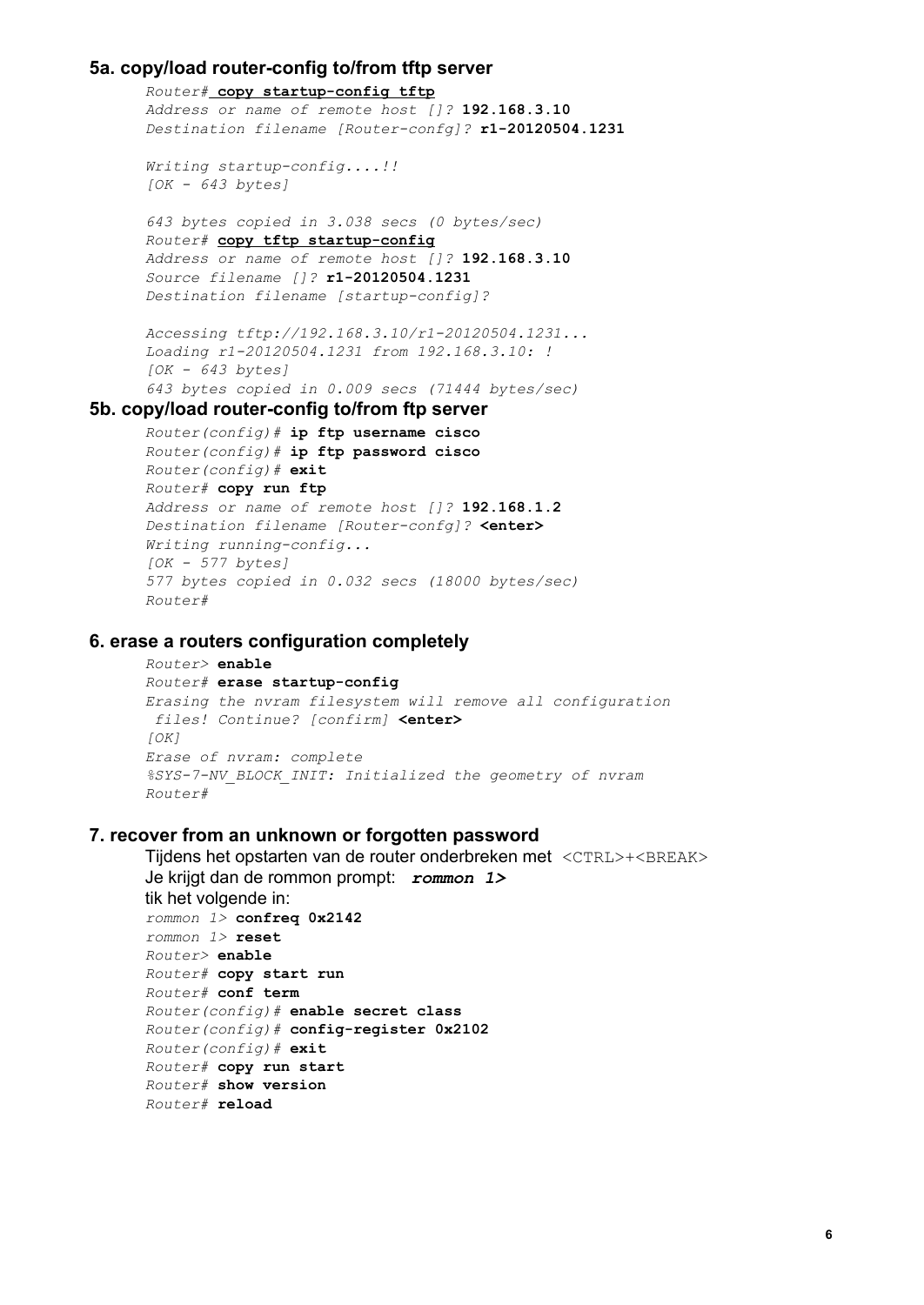### 5a. copy/load router-config to/from tftp server

```
Router# copy startup-config tftp
Address or name of remote host []? 192.168.3.10
Destination filename [Router-confg]? r1-20120504.1231

Writing startup-config....!!
[OK - 643 bytes]

643 bytes copied in 3.038 secs (0 bytes/sec)
Router# copy tftp startup-config
Address or name of remote host []? 192.168.3.10
Source filename []? r1-20120504.1231
Destination filename [startup-config]?

Accessing tftp://192.168.3.10/r1-20120504.1231...
Loading r1-20120504.1231 from 192.168.3.10: !
[OK - 643 bytes]
643 bytes copied in 0.009 secs (71444 bytes/sec)
```

### 5b. copy/load router-config to/from ftp server

```
Router(config)# ip ftp username cisco
Router(config)# ip ftp password cisco
Router(config)# exit
Router# copy run ftp
Address or name of remote host []? 192.168.1.2
Destination filename [Router-confg]? <enter>
Writing running-config...
[OK - 577 bytes]
577 bytes copied in 0.032 secs (18000 bytes/sec)
Router#
```

### 6. erase a routers configuration completely

```
Router> enable
Router# erase startup-config
Erasing the nvram filesystem will remove all configuration
 files! Continue? [confirm] <enter>
[OK]
Erase of nvram: complete
%SYS-7-NV_BLOCK_INIT: Initialized the geometry of nvram
Router#
```

### 7. recover from an unknown or forgotten password

Tijdens het opstarten van de router onderbreken met `<CTRL>+<BREAK>`
Je krijgt dan de rommon prompt: ***rommon 1>***
tik het volgende in:

```
rommon 1> confreg 0x2142
rommon 1> reset
Router> enable
Router# copy start run
Router# conf term
Router(config)# enable secret class
Router(config)# config-register 0x2102
Router(config)# exit
Router# copy run start
Router# show version
Router# reload
```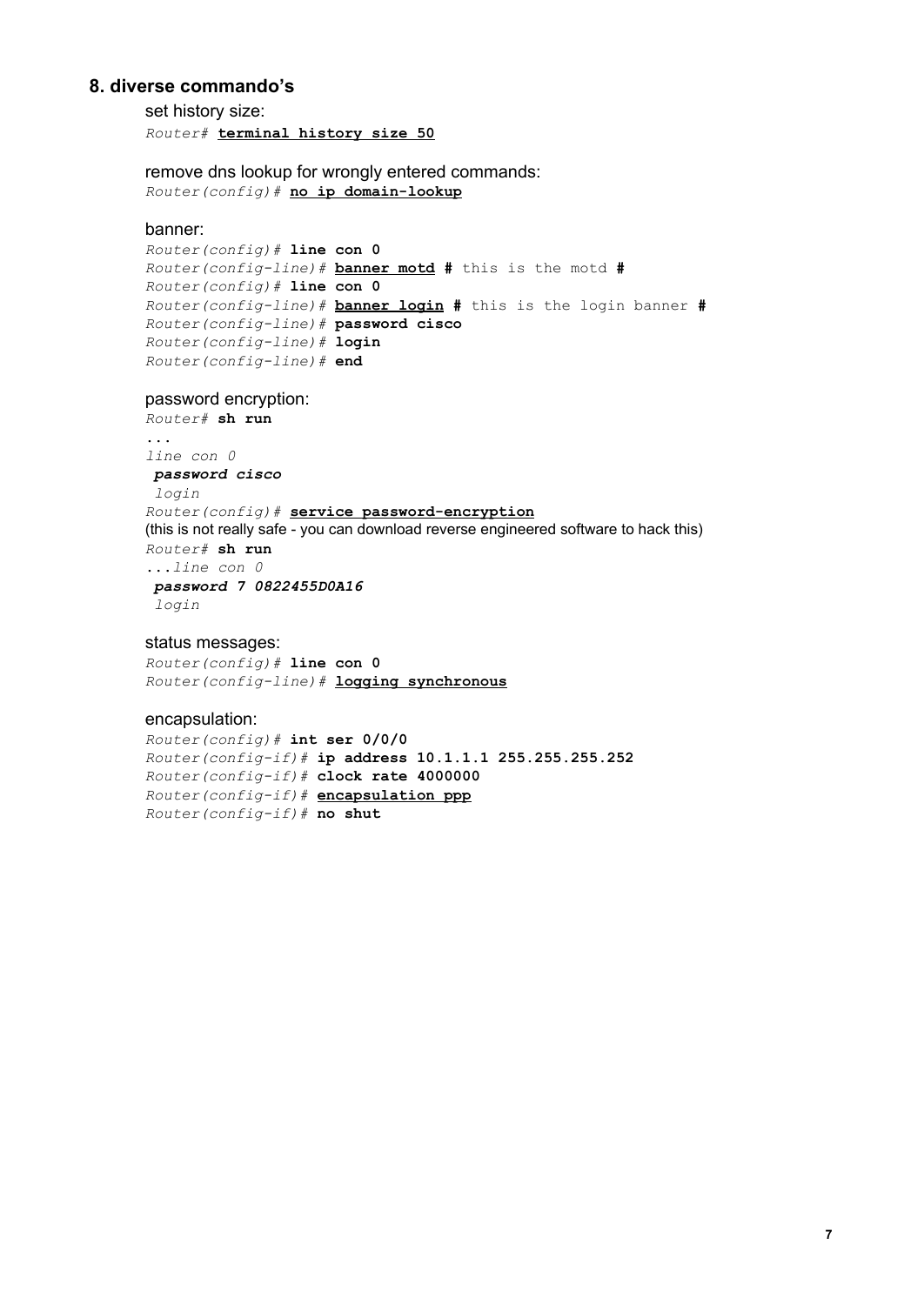## 8. diverse commando's

set history size:

```
Router# terminal history size 50
```

remove dns lookup for wrongly entered commands:

```
Router(config)# no ip domain-lookup
```

banner:

```
Router(config)# line con 0
Router(config-line)# banner motd # this is the motd #
Router(config)# line con 0
Router(config-line)# banner login # this is the login banner #
Router(config-line)# password cisco
Router(config-line)# login
Router(config-line)# end
```

password encryption:

```
Router# sh run
...
line con 0
 password cisco
 login
Router(config)# service password-encryption
```

(this is not really safe - you can download reverse engineered software to hack this)

```
Router# sh run
...line con 0
 password 7 0822455D0A16
 login
```

status messages:

```
Router(config)# line con 0
Router(config-line)# logging synchronous
```

encapsulation:

```
Router(config)# int ser 0/0/0
Router(config-if)# ip address 10.1.1.1 255.255.255.252
Router(config-if)# clock rate 4000000
Router(config-if)# encapsulation ppp
Router(config-if)# no shut
```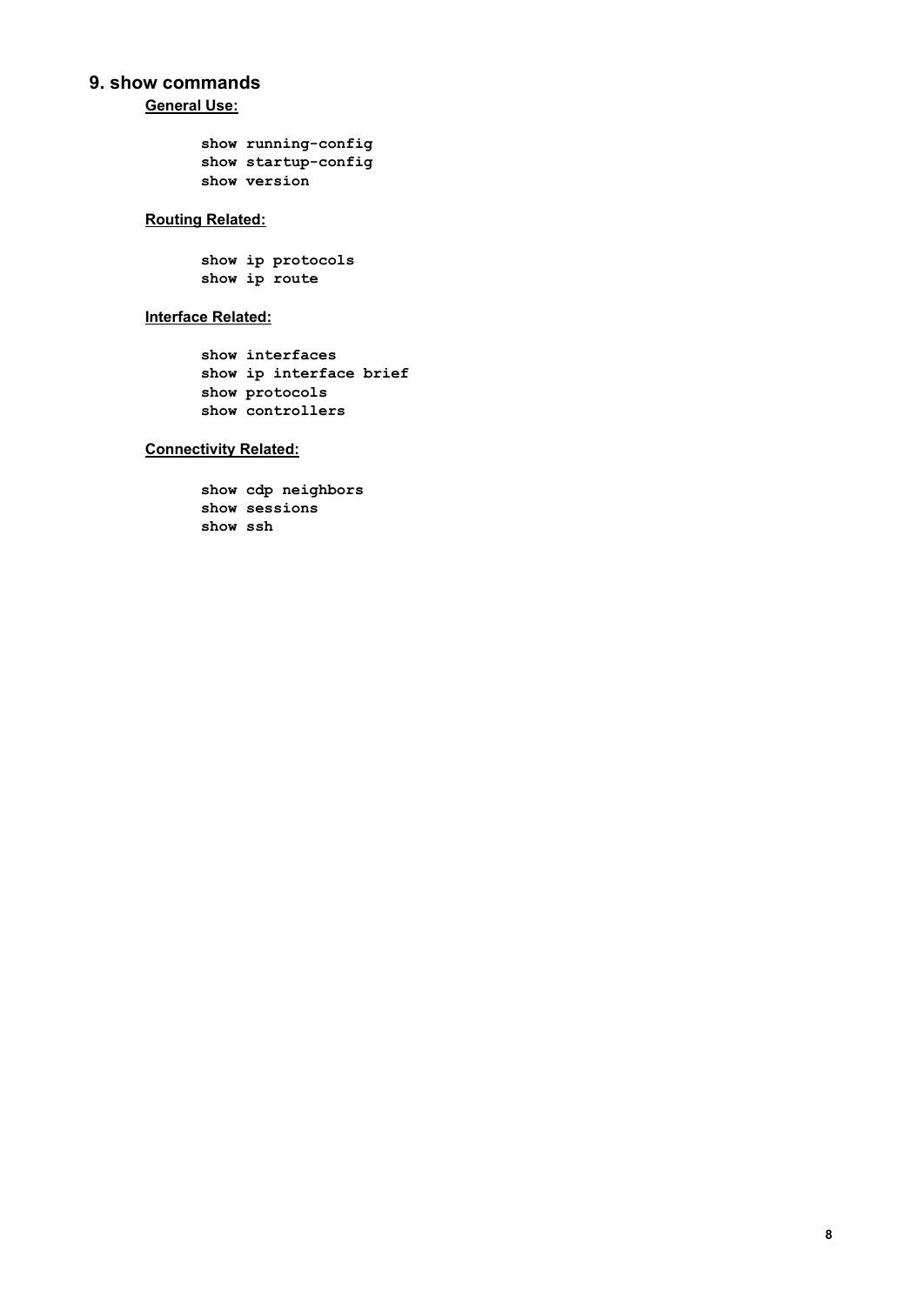## 9. show commands

**General Use:**

```
show running-config
show startup-config
show version
```

**Routing Related:**

```
show ip protocols
show ip route
```

**Interface Related:**

```
show interfaces
show ip interface brief
show protocols
show controllers
```

**Connectivity Related:**

```
show cdp neighbors
show sessions
show ssh
```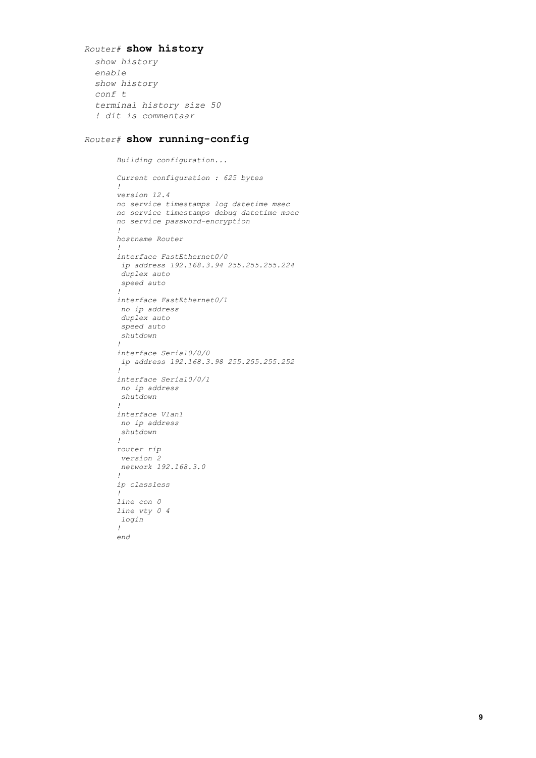*Router#* **show history**

```
show history
enable
show history
conf t
terminal history size 50
! dit is commentaar
```

*Router#* **show running-config**

```
Building configuration...

Current configuration : 625 bytes
!
version 12.4
no service timestamps log datetime msec
no service timestamps debug datetime msec
no service password-encryption
!
hostname Router
!
interface FastEthernet0/0
 ip address 192.168.3.94 255.255.255.224
 duplex auto
 speed auto
!
interface FastEthernet0/1
 no ip address
 duplex auto
 speed auto
 shutdown
!
interface Serial0/0/0
 ip address 192.168.3.98 255.255.255.252
!
interface Serial0/0/1
 no ip address
 shutdown
!
interface Vlan1
 no ip address
 shutdown
!
router rip
 version 2
 network 192.168.3.0
!
ip classless
!
line con 0
line vty 0 4
 login
!
end
```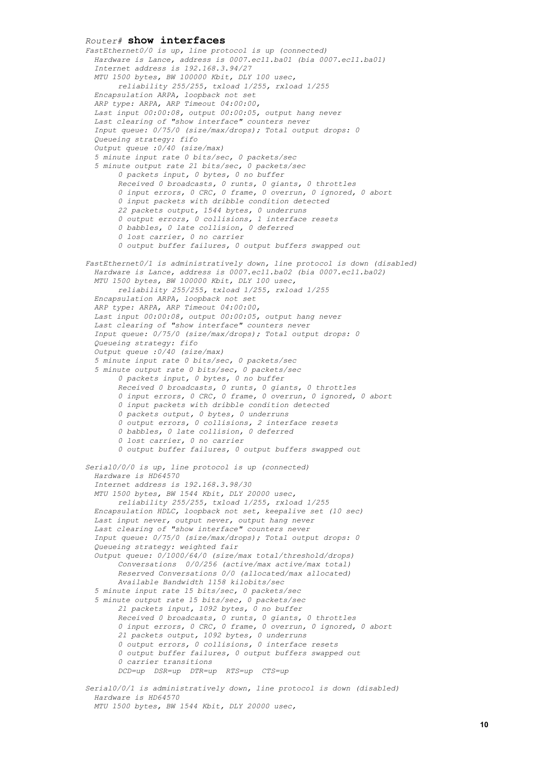```
Router# show interfaces
FastEthernet0/0 is up, line protocol is up (connected)
  Hardware is Lance, address is 0007.ec11.ba01 (bia 0007.ec11.ba01)
  Internet address is 192.168.3.94/27
  MTU 1500 bytes, BW 100000 Kbit, DLY 100 usec,
       reliability 255/255, txload 1/255, rxload 1/255
  Encapsulation ARPA, loopback not set
  ARP type: ARPA, ARP Timeout 04:00:00,
  Last input 00:00:08, output 00:00:05, output hang never
  Last clearing of "show interface" counters never
  Input queue: 0/75/0 (size/max/drops); Total output drops: 0
  Queueing strategy: fifo
  Output queue :0/40 (size/max)
  5 minute input rate 0 bits/sec, 0 packets/sec
  5 minute output rate 21 bits/sec, 0 packets/sec
       0 packets input, 0 bytes, 0 no buffer
       Received 0 broadcasts, 0 runts, 0 giants, 0 throttles
       0 input errors, 0 CRC, 0 frame, 0 overrun, 0 ignored, 0 abort
       0 input packets with dribble condition detected
       22 packets output, 1544 bytes, 0 underruns
       0 output errors, 0 collisions, 1 interface resets
       0 babbles, 0 late collision, 0 deferred
       0 lost carrier, 0 no carrier
       0 output buffer failures, 0 output buffers swapped out

FastEthernet0/1 is administratively down, line protocol is down (disabled)
  Hardware is Lance, address is 0007.ec11.ba02 (bia 0007.ec11.ba02)
  MTU 1500 bytes, BW 100000 Kbit, DLY 100 usec,
       reliability 255/255, txload 1/255, rxload 1/255
  Encapsulation ARPA, loopback not set
  ARP type: ARPA, ARP Timeout 04:00:00,
  Last input 00:00:08, output 00:00:05, output hang never
  Last clearing of "show interface" counters never
  Input queue: 0/75/0 (size/max/drops); Total output drops: 0
  Queueing strategy: fifo
  Output queue :0/40 (size/max)
  5 minute input rate 0 bits/sec, 0 packets/sec
  5 minute output rate 0 bits/sec, 0 packets/sec
       0 packets input, 0 bytes, 0 no buffer
       Received 0 broadcasts, 0 runts, 0 giants, 0 throttles
       0 input errors, 0 CRC, 0 frame, 0 overrun, 0 ignored, 0 abort
       0 input packets with dribble condition detected
       0 packets output, 0 bytes, 0 underruns
       0 output errors, 0 collisions, 2 interface resets
       0 babbles, 0 late collision, 0 deferred
       0 lost carrier, 0 no carrier
       0 output buffer failures, 0 output buffers swapped out

Serial0/0/0 is up, line protocol is up (connected)
  Hardware is HD64570
  Internet address is 192.168.3.98/30
  MTU 1500 bytes, BW 1544 Kbit, DLY 20000 usec,
       reliability 255/255, txload 1/255, rxload 1/255
  Encapsulation HDLC, loopback not set, keepalive set (10 sec)
  Last input never, output never, output hang never
  Last clearing of "show interface" counters never
  Input queue: 0/75/0 (size/max/drops); Total output drops: 0
  Queueing strategy: weighted fair
  Output queue: 0/1000/64/0 (size/max total/threshold/drops)
       Conversations  0/0/256 (active/max active/max total)
       Reserved Conversations 0/0 (allocated/max allocated)
       Available Bandwidth 1158 kilobits/sec
  5 minute input rate 15 bits/sec, 0 packets/sec
  5 minute output rate 15 bits/sec, 0 packets/sec
       21 packets input, 1092 bytes, 0 no buffer
       Received 0 broadcasts, 0 runts, 0 giants, 0 throttles
       0 input errors, 0 CRC, 0 frame, 0 overrun, 0 ignored, 0 abort
       21 packets output, 1092 bytes, 0 underruns
       0 output errors, 0 collisions, 0 interface resets
       0 output buffer failures, 0 output buffers swapped out
       0 carrier transitions
       DCD=up  DSR=up  DTR=up  RTS=up  CTS=up

Serial0/0/1 is administratively down, line protocol is down (disabled)
  Hardware is HD64570
  MTU 1500 bytes, BW 1544 Kbit, DLY 20000 usec,
```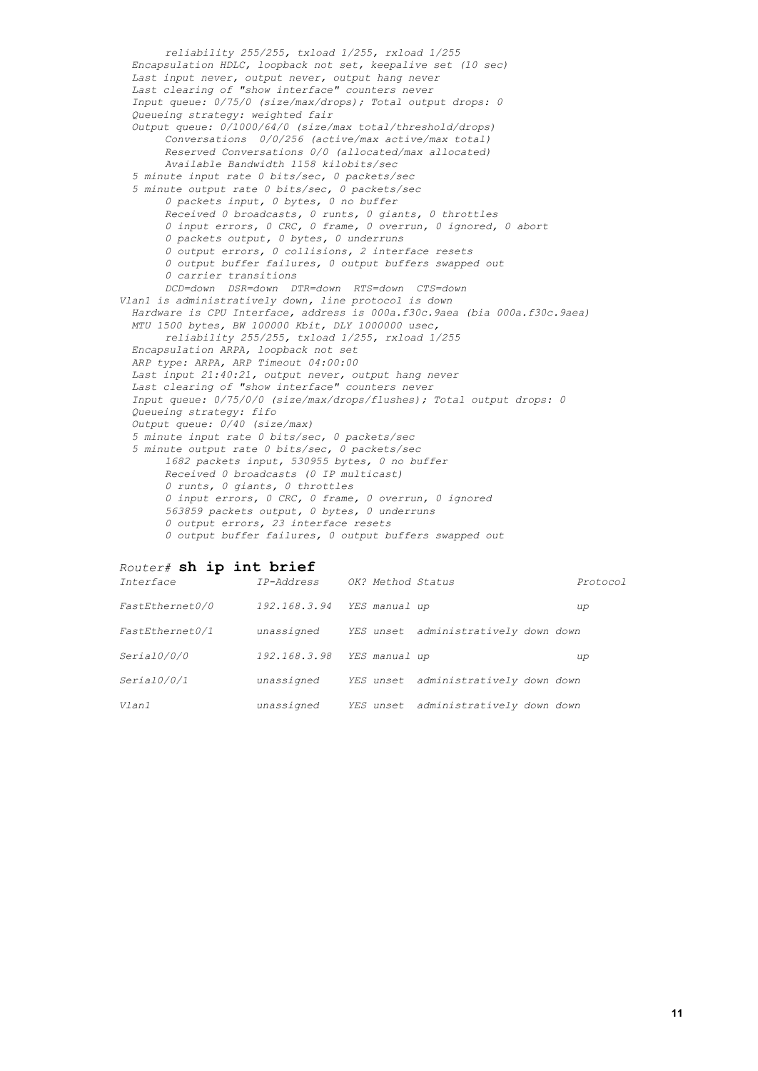```
      reliability 255/255, txload 1/255, rxload 1/255
  Encapsulation HDLC, loopback not set, keepalive set (10 sec)
  Last input never, output never, output hang never
  Last clearing of "show interface" counters never
  Input queue: 0/75/0 (size/max/drops); Total output drops: 0
  Queueing strategy: weighted fair
  Output queue: 0/1000/64/0 (size/max total/threshold/drops)
      Conversations  0/0/256 (active/max active/max total)
      Reserved Conversations 0/0 (allocated/max allocated)
      Available Bandwidth 1158 kilobits/sec
  5 minute input rate 0 bits/sec, 0 packets/sec
  5 minute output rate 0 bits/sec, 0 packets/sec
      0 packets input, 0 bytes, 0 no buffer
      Received 0 broadcasts, 0 runts, 0 giants, 0 throttles
      0 input errors, 0 CRC, 0 frame, 0 overrun, 0 ignored, 0 abort
      0 packets output, 0 bytes, 0 underruns
      0 output errors, 0 collisions, 2 interface resets
      0 output buffer failures, 0 output buffers swapped out
      0 carrier transitions
      DCD=down  DSR=down  DTR=down  RTS=down  CTS=down
Vlan1 is administratively down, line protocol is down
  Hardware is CPU Interface, address is 000a.f30c.9aea (bia 000a.f30c.9aea)
  MTU 1500 bytes, BW 100000 Kbit, DLY 1000000 usec,
      reliability 255/255, txload 1/255, rxload 1/255
  Encapsulation ARPA, loopback not set
  ARP type: ARPA, ARP Timeout 04:00:00
  Last input 21:40:21, output never, output hang never
  Last clearing of "show interface" counters never
  Input queue: 0/75/0/0 (size/max/drops/flushes); Total output drops: 0
  Queueing strategy: fifo
  Output queue: 0/40 (size/max)
  5 minute input rate 0 bits/sec, 0 packets/sec
  5 minute output rate 0 bits/sec, 0 packets/sec
      1682 packets input, 530955 bytes, 0 no buffer
      Received 0 broadcasts (0 IP multicast)
      0 runts, 0 giants, 0 throttles
      0 input errors, 0 CRC, 0 frame, 0 overrun, 0 ignored
      563859 packets output, 0 bytes, 0 underruns
      0 output errors, 23 interface resets
      0 output buffer failures, 0 output buffers swapped out
```

Router# **sh ip int brief**

```
Interface          IP-Address     OK? Method Status                  Protocol

FastEthernet0/0    192.168.3.94   YES manual up                      up

FastEthernet0/1    unassigned     YES unset  administratively down down

Serial0/0/0        192.168.3.98   YES manual up                      up

Serial0/0/1        unassigned     YES unset  administratively down down

Vlan1              unassigned     YES unset  administratively down down
```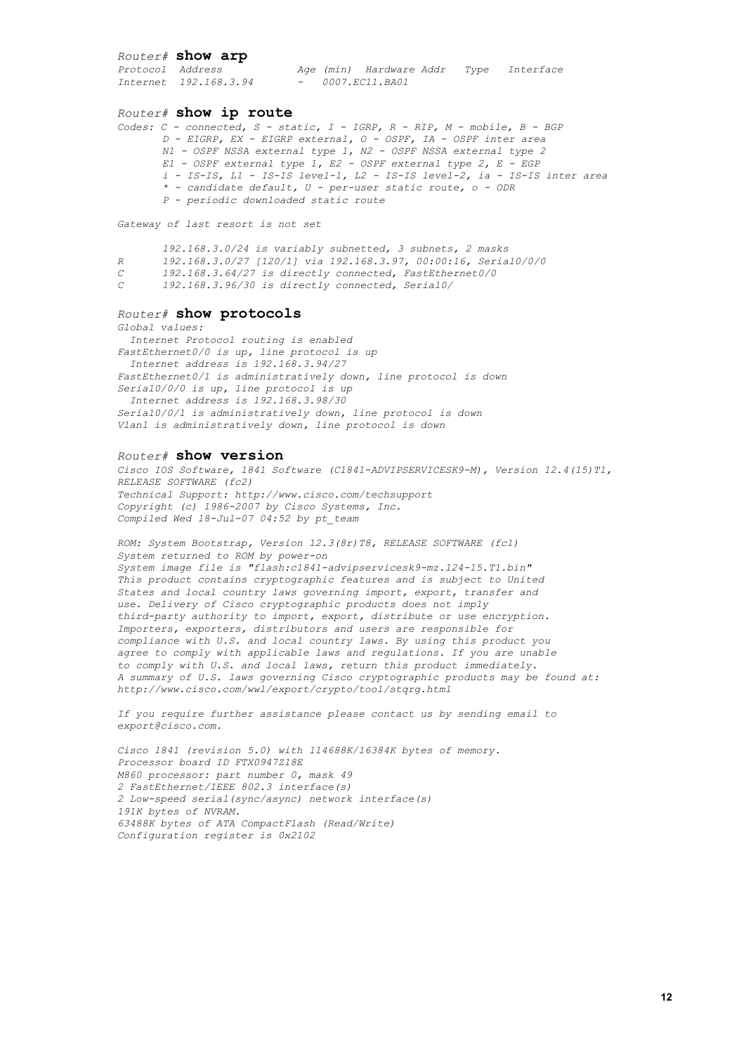```
Router# show arp
Protocol  Address          Age (min)  Hardware Addr   Type   Interface
Internet  192.168.3.94            -   0007.EC11.BA01
```

```
Router# show ip route
Codes: C - connected, S - static, I - IGRP, R - RIP, M - mobile, B - BGP
       D - EIGRP, EX - EIGRP external, O - OSPF, IA - OSPF inter area
       N1 - OSPF NSSA external type 1, N2 - OSPF NSSA external type 2
       E1 - OSPF external type 1, E2 - OSPF external type 2, E - EGP
       i - IS-IS, L1 - IS-IS level-1, L2 - IS-IS level-2, ia - IS-IS inter area
       * - candidate default, U - per-user static route, o - ODR
       P - periodic downloaded static route

Gateway of last resort is not set

       192.168.3.0/24 is variably subnetted, 3 subnets, 2 masks
R      192.168.3.0/27 [120/1] via 192.168.3.97, 00:00:16, Serial0/0/0
C      192.168.3.64/27 is directly connected, FastEthernet0/0
C      192.168.3.96/30 is directly connected, Serial0/
```

```
Router# show protocols
Global values:
  Internet Protocol routing is enabled
FastEthernet0/0 is up, line protocol is up
  Internet address is 192.168.3.94/27
FastEthernet0/1 is administratively down, line protocol is down
Serial0/0/0 is up, line protocol is up
  Internet address is 192.168.3.98/30
Serial0/0/1 is administratively down, line protocol is down
Vlan1 is administratively down, line protocol is down
```

```
Router# show version
Cisco IOS Software, 1841 Software (C1841-ADVIPSERVICESK9-M), Version 12.4(15)T1,
RELEASE SOFTWARE (fc2)
Technical Support: http://www.cisco.com/techsupport
Copyright (c) 1986-2007 by Cisco Systems, Inc.
Compiled Wed 18-Jul-07 04:52 by pt_team

ROM: System Bootstrap, Version 12.3(8r)T8, RELEASE SOFTWARE (fc1)
System returned to ROM by power-on
System image file is "flash:c1841-advipservicesk9-mz.124-15.T1.bin"
This product contains cryptographic features and is subject to United
States and local country laws governing import, export, transfer and
use. Delivery of Cisco cryptographic products does not imply
third-party authority to import, export, distribute or use encryption.
Importers, exporters, distributors and users are responsible for
compliance with U.S. and local country laws. By using this product you
agree to comply with applicable laws and regulations. If you are unable
to comply with U.S. and local laws, return this product immediately.
A summary of U.S. laws governing Cisco cryptographic products may be found at:
http://www.cisco.com/wwl/export/crypto/tool/stqrg.html

If you require further assistance please contact us by sending email to
export@cisco.com.

Cisco 1841 (revision 5.0) with 114688K/16384K bytes of memory.
Processor board ID FTX0947Z18E
M860 processor: part number 0, mask 49
2 FastEthernet/IEEE 802.3 interface(s)
2 Low-speed serial(sync/async) network interface(s)
191K bytes of NVRAM.
63488K bytes of ATA CompactFlash (Read/Write)
Configuration register is 0x2102
```